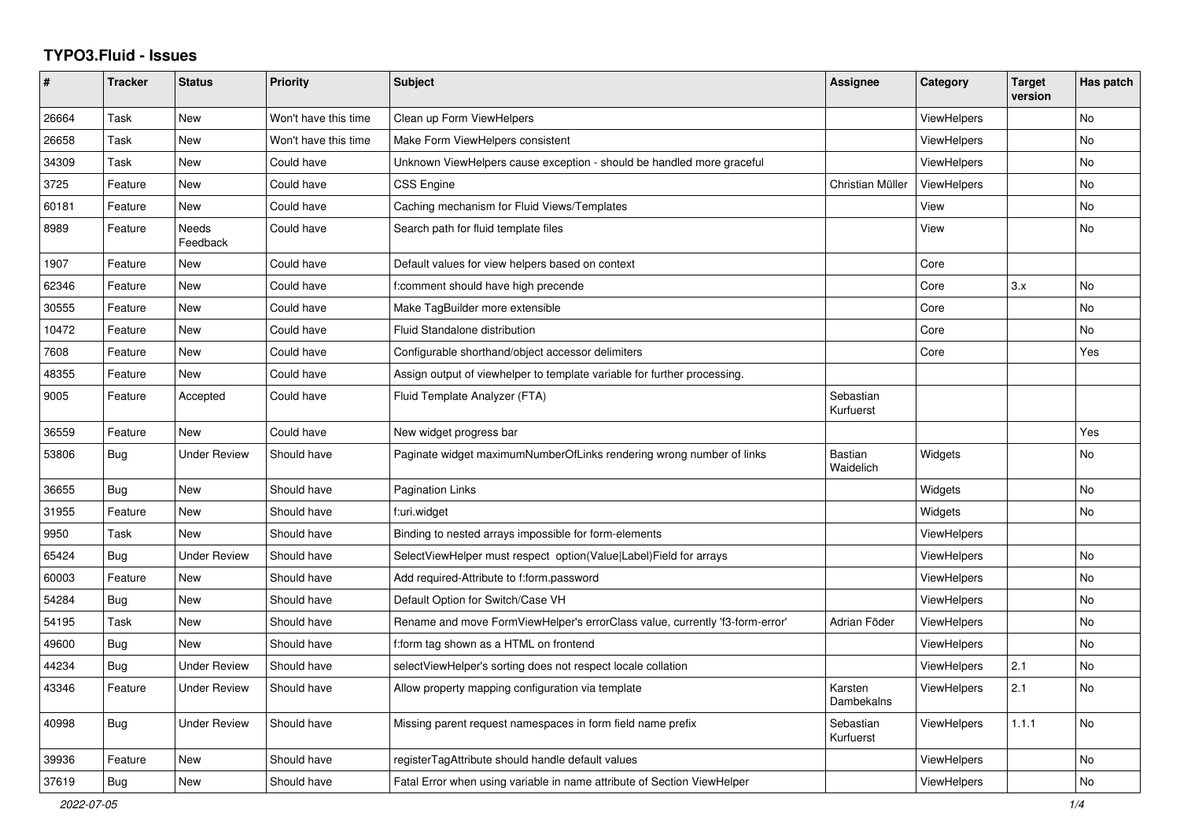# TYPO3.Fluid - Issues

| # | Tracker | Status | Priority | Subject | Assignee | Category | Target version | Has patch |
|---|---|---|---|---|---|---|---|---|
| 26664 | Task | New | Won't have this time | Clean up Form ViewHelpers | | ViewHelpers | | No |
| 26658 | Task | New | Won't have this time | Make Form ViewHelpers consistent | | ViewHelpers | | No |
| 34309 | Task | New | Could have | Unknown ViewHelpers cause exception - should be handled more graceful | | ViewHelpers | | No |
| 3725 | Feature | New | Could have | CSS Engine | Christian Müller | ViewHelpers | | No |
| 60181 | Feature | New | Could have | Caching mechanism for Fluid Views/Templates | | View | | No |
| 8989 | Feature | Needs Feedback | Could have | Search path for fluid template files | | View | | No |
| 1907 | Feature | New | Could have | Default values for view helpers based on context | | Core | | |
| 62346 | Feature | New | Could have | f:comment should have high precende | | Core | 3.x | No |
| 30555 | Feature | New | Could have | Make TagBuilder more extensible | | Core | | No |
| 10472 | Feature | New | Could have | Fluid Standalone distribution | | Core | | No |
| 7608 | Feature | New | Could have | Configurable shorthand/object accessor delimiters | | Core | | Yes |
| 48355 | Feature | New | Could have | Assign output of viewhelper to template variable for further processing. | | | | |
| 9005 | Feature | Accepted | Could have | Fluid Template Analyzer (FTA) | Sebastian Kurfuerst | | | |
| 36559 | Feature | New | Could have | New widget progress bar | | | | Yes |
| 53806 | Bug | Under Review | Should have | Paginate widget maximumNumberOfLinks rendering wrong number of links | Bastian Waidelich | Widgets | | No |
| 36655 | Bug | New | Should have | Pagination Links | | Widgets | | No |
| 31955 | Feature | New | Should have | f:uri.widget | | Widgets | | No |
| 9950 | Task | New | Should have | Binding to nested arrays impossible for form-elements | | ViewHelpers | | |
| 65424 | Bug | Under Review | Should have | SelectViewHelper must respect option(Value\|Label)Field for arrays | | ViewHelpers | | No |
| 60003 | Feature | New | Should have | Add required-Attribute to f:form.password | | ViewHelpers | | No |
| 54284 | Bug | New | Should have | Default Option for Switch/Case VH | | ViewHelpers | | No |
| 54195 | Task | New | Should have | Rename and move FormViewHelper's errorClass value, currently 'f3-form-error' | Adrian Föder | ViewHelpers | | No |
| 49600 | Bug | New | Should have | f:form tag shown as a HTML on frontend | | ViewHelpers | | No |
| 44234 | Bug | Under Review | Should have | selectViewHelper's sorting does not respect locale collation | | ViewHelpers | 2.1 | No |
| 43346 | Feature | Under Review | Should have | Allow property mapping configuration via template | Karsten Dambekalns | ViewHelpers | 2.1 | No |
| 40998 | Bug | Under Review | Should have | Missing parent request namespaces in form field name prefix | Sebastian Kurfuerst | ViewHelpers | 1.1.1 | No |
| 39936 | Feature | New | Should have | registerTagAttribute should handle default values | | ViewHelpers | | No |
| 37619 | Bug | New | Should have | Fatal Error when using variable in name attribute of Section ViewHelper | | ViewHelpers | | No |

2022-07-05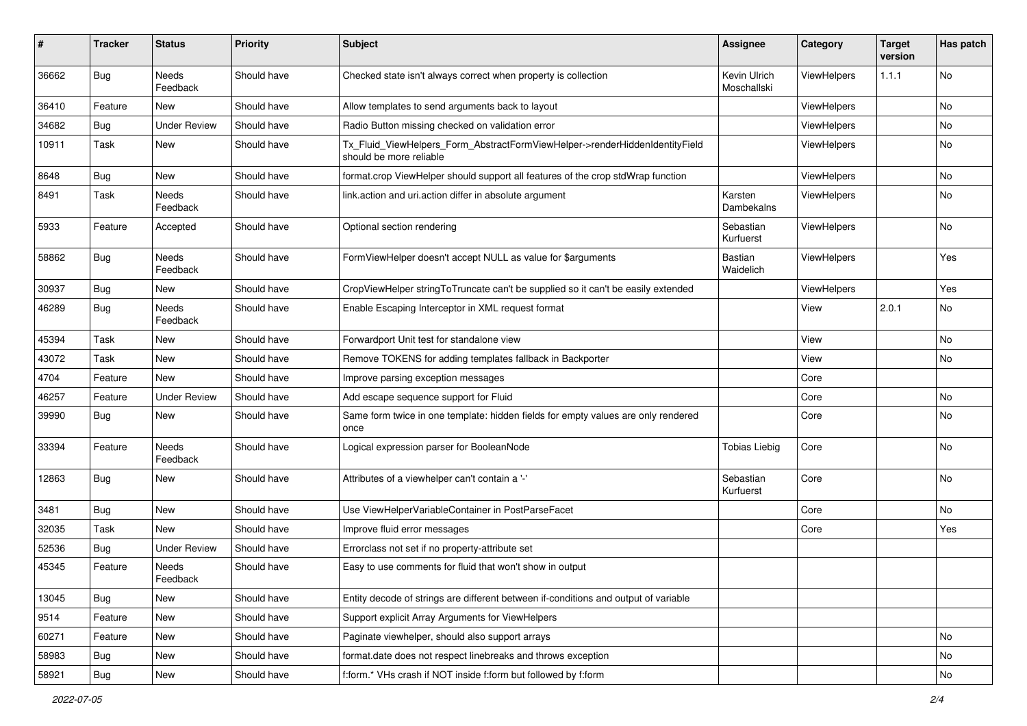| # | Tracker | Status | Priority | Subject | Assignee | Category | Target version | Has patch |
|---|---|---|---|---|---|---|---|---|
| 36662 | Bug | Needs Feedback | Should have | Checked state isn't always correct when property is collection | Kevin Ulrich Moschallski | ViewHelpers | 1.1.1 | No |
| 36410 | Feature | New | Should have | Allow templates to send arguments back to layout | | ViewHelpers | | No |
| 34682 | Bug | Under Review | Should have | Radio Button missing checked on validation error | | ViewHelpers | | No |
| 10911 | Task | New | Should have | Tx_Fluid_ViewHelpers_Form_AbstractFormViewHelper->renderHiddenIdentityField should be more reliable | | ViewHelpers | | No |
| 8648 | Bug | New | Should have | format.crop ViewHelper should support all features of the crop stdWrap function | | ViewHelpers | | No |
| 8491 | Task | Needs Feedback | Should have | link.action and uri.action differ in absolute argument | Karsten Dambekalns | ViewHelpers | | No |
| 5933 | Feature | Accepted | Should have | Optional section rendering | Sebastian Kurfuerst | ViewHelpers | | No |
| 58862 | Bug | Needs Feedback | Should have | FormViewHelper doesn't accept NULL as value for $arguments | Bastian Waidelich | ViewHelpers | | Yes |
| 30937 | Bug | New | Should have | CropViewHelper stringToTruncate can't be supplied so it can't be easily extended | | ViewHelpers | | Yes |
| 46289 | Bug | Needs Feedback | Should have | Enable Escaping Interceptor in XML request format | | View | 2.0.1 | No |
| 45394 | Task | New | Should have | Forwardport Unit test for standalone view | | View | | No |
| 43072 | Task | New | Should have | Remove TOKENS for adding templates fallback in Backporter | | View | | No |
| 4704 | Feature | New | Should have | Improve parsing exception messages | | Core | | |
| 46257 | Feature | Under Review | Should have | Add escape sequence support for Fluid | | Core | | No |
| 39990 | Bug | New | Should have | Same form twice in one template: hidden fields for empty values are only rendered once | | Core | | No |
| 33394 | Feature | Needs Feedback | Should have | Logical expression parser for BooleanNode | Tobias Liebig | Core | | No |
| 12863 | Bug | New | Should have | Attributes of a viewhelper can't contain a '-' | Sebastian Kurfuerst | Core | | No |
| 3481 | Bug | New | Should have | Use ViewHelperVariableContainer in PostParseFacet | | Core | | No |
| 32035 | Task | New | Should have | Improve fluid error messages | | Core | | Yes |
| 52536 | Bug | Under Review | Should have | Errorclass not set if no property-attribute set | | | | |
| 45345 | Feature | Needs Feedback | Should have | Easy to use comments for fluid that won't show in output | | | | |
| 13045 | Bug | New | Should have | Entity decode of strings are different between if-conditions and output of variable | | | | |
| 9514 | Feature | New | Should have | Support explicit Array Arguments for ViewHelpers | | | | |
| 60271 | Feature | New | Should have | Paginate viewhelper, should also support arrays | | | | No |
| 58983 | Bug | New | Should have | format.date does not respect linebreaks and throws exception | | | | No |
| 58921 | Bug | New | Should have | f:form.* VHs crash if NOT inside f:form but followed by f:form | | | | No |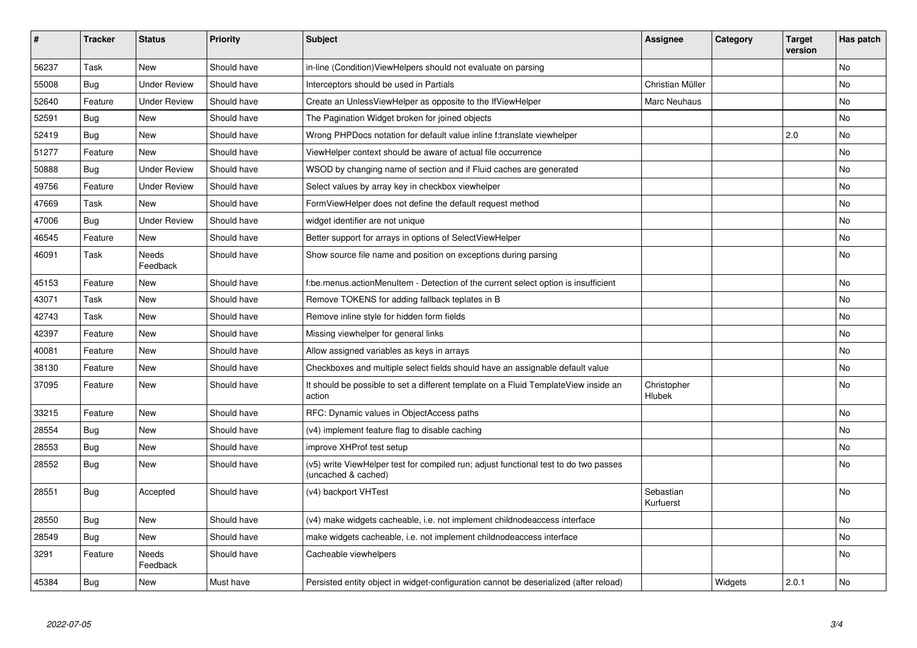| # | Tracker | Status | Priority | Subject | Assignee | Category | Target version | Has patch |
|---|---|---|---|---|---|---|---|---|
| 56237 | Task | New | Should have | in-line (Condition)ViewHelpers should not evaluate on parsing | | | | No |
| 55008 | Bug | Under Review | Should have | Interceptors should be used in Partials | Christian Müller | | | No |
| 52640 | Feature | Under Review | Should have | Create an UnlessViewHelper as opposite to the IfViewHelper | Marc Neuhaus | | | No |
| 52591 | Bug | New | Should have | The Pagination Widget broken for joined objects | | | | No |
| 52419 | Bug | New | Should have | Wrong PHPDocs notation for default value inline f:translate viewhelper | | | 2.0 | No |
| 51277 | Feature | New | Should have | ViewHelper context should be aware of actual file occurrence | | | | No |
| 50888 | Bug | Under Review | Should have | WSOD by changing name of section and if Fluid caches are generated | | | | No |
| 49756 | Feature | Under Review | Should have | Select values by array key in checkbox viewhelper | | | | No |
| 47669 | Task | New | Should have | FormViewHelper does not define the default request method | | | | No |
| 47006 | Bug | Under Review | Should have | widget identifier are not unique | | | | No |
| 46545 | Feature | New | Should have | Better support for arrays in options of SelectViewHelper | | | | No |
| 46091 | Task | Needs Feedback | Should have | Show source file name and position on exceptions during parsing | | | | No |
| 45153 | Feature | New | Should have | f:be.menus.actionMenuItem - Detection of the current select option is insufficient | | | | No |
| 43071 | Task | New | Should have | Remove TOKENS for adding fallback teplates in B | | | | No |
| 42743 | Task | New | Should have | Remove inline style for hidden form fields | | | | No |
| 42397 | Feature | New | Should have | Missing viewhelper for general links | | | | No |
| 40081 | Feature | New | Should have | Allow assigned variables as keys in arrays | | | | No |
| 38130 | Feature | New | Should have | Checkboxes and multiple select fields should have an assignable default value | | | | No |
| 37095 | Feature | New | Should have | It should be possible to set a different template on a Fluid TemplateView inside an action | Christopher Hlubek | | | No |
| 33215 | Feature | New | Should have | RFC: Dynamic values in ObjectAccess paths | | | | No |
| 28554 | Bug | New | Should have | (v4) implement feature flag to disable caching | | | | No |
| 28553 | Bug | New | Should have | improve XHProf test setup | | | | No |
| 28552 | Bug | New | Should have | (v5) write ViewHelper test for compiled run; adjust functional test to do two passes (uncached & cached) | | | | No |
| 28551 | Bug | Accepted | Should have | (v4) backport VHTest | Sebastian Kurfuerst | | | No |
| 28550 | Bug | New | Should have | (v4) make widgets cacheable, i.e. not implement childnodeaccess interface | | | | No |
| 28549 | Bug | New | Should have | make widgets cacheable, i.e. not implement childnodeaccess interface | | | | No |
| 3291 | Feature | Needs Feedback | Should have | Cacheable viewhelpers | | | | No |
| 45384 | Bug | New | Must have | Persisted entity object in widget-configuration cannot be deserialized (after reload) | | Widgets | 2.0.1 | No |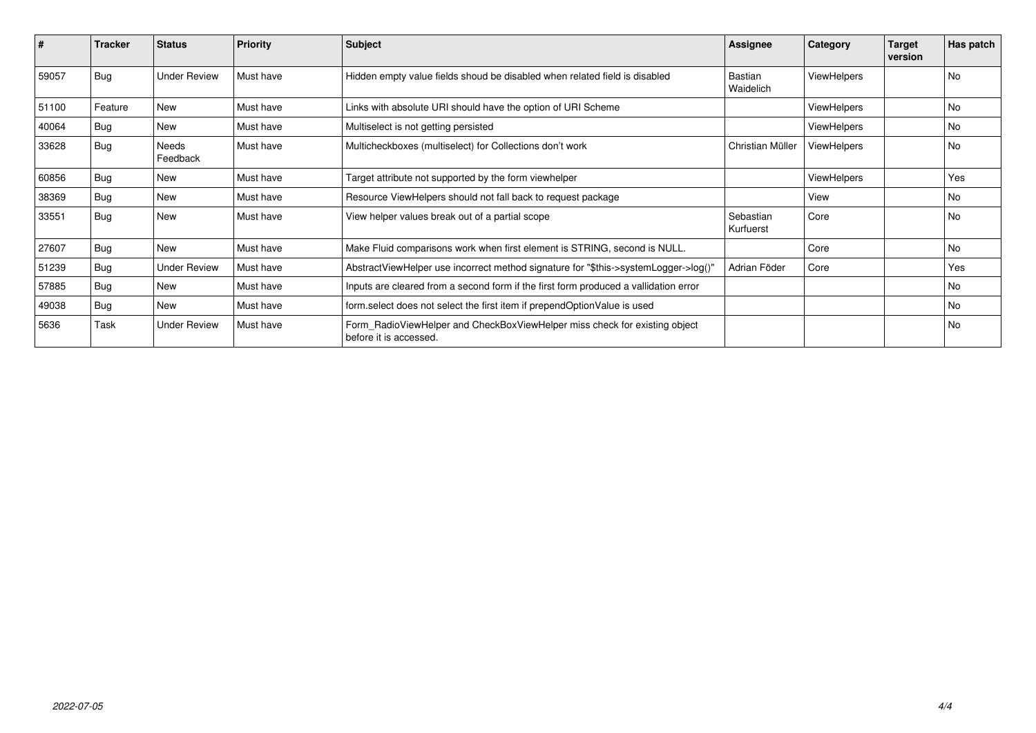| # | Tracker | Status | Priority | Subject | Assignee | Category | Target version | Has patch |
|---|---|---|---|---|---|---|---|---|
| 59057 | Bug | Under Review | Must have | Hidden empty value fields shoud be disabled when related field is disabled | Bastian Waidelich | ViewHelpers | | No |
| 51100 | Feature | New | Must have | Links with absolute URI should have the option of URI Scheme | | ViewHelpers | | No |
| 40064 | Bug | New | Must have | Multiselect is not getting persisted | | ViewHelpers | | No |
| 33628 | Bug | Needs Feedback | Must have | Multicheckboxes (multiselect) for Collections don't work | Christian Müller | ViewHelpers | | No |
| 60856 | Bug | New | Must have | Target attribute not supported by the form viewhelper | | ViewHelpers | | Yes |
| 38369 | Bug | New | Must have | Resource ViewHelpers should not fall back to request package | | View | | No |
| 33551 | Bug | New | Must have | View helper values break out of a partial scope | Sebastian Kurfuerst | Core | | No |
| 27607 | Bug | New | Must have | Make Fluid comparisons work when first element is STRING, second is NULL. | | Core | | No |
| 51239 | Bug | Under Review | Must have | AbstractViewHelper use incorrect method signature for "$this->systemLogger->log()" | Adrian Föder | Core | | Yes |
| 57885 | Bug | New | Must have | Inputs are cleared from a second form if the first form produced a vallidation error | | | | No |
| 49038 | Bug | New | Must have | form.select does not select the first item if prependOptionValue is used | | | | No |
| 5636 | Task | Under Review | Must have | Form_RadioViewHelper and CheckBoxViewHelper miss check for existing object before it is accessed. | | | | No |

*2022-07-05*